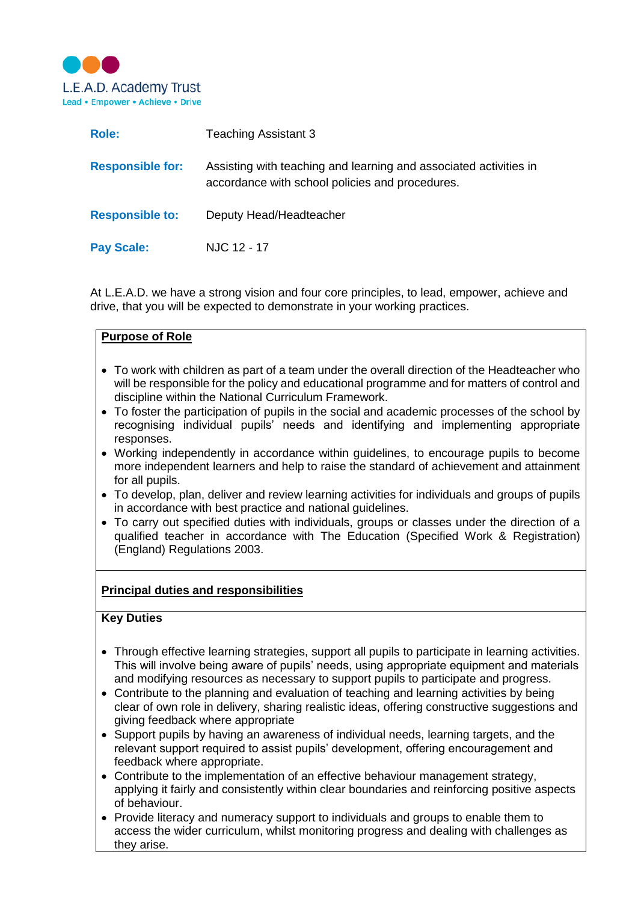L.E.A.D. Academy Trust
Lead • Empower • Achieve • Drive

| | |
|---|---|
| **Role:** | Teaching Assistant 3 |
| **Responsible for:** | Assisting with teaching and learning and associated activities in accordance with school policies and procedures. |
| **Responsible to:** | Deputy Head/Headteacher |
| **Pay Scale:** | NJC 12 - 17 |

At L.E.A.D. we have a strong vision and four core principles, to lead, empower, achieve and drive, that you will be expected to demonstrate in your working practices.

**Purpose of Role**

- To work with children as part of a team under the overall direction of the Headteacher who will be responsible for the policy and educational programme and for matters of control and discipline within the National Curriculum Framework.
- To foster the participation of pupils in the social and academic processes of the school by recognising individual pupils' needs and identifying and implementing appropriate responses.
- Working independently in accordance within guidelines, to encourage pupils to become more independent learners and help to raise the standard of achievement and attainment for all pupils.
- To develop, plan, deliver and review learning activities for individuals and groups of pupils in accordance with best practice and national guidelines.
- To carry out specified duties with individuals, groups or classes under the direction of a qualified teacher in accordance with The Education (Specified Work & Registration) (England) Regulations 2003.

**Principal duties and responsibilities**

**Key Duties**

- Through effective learning strategies, support all pupils to participate in learning activities. This will involve being aware of pupils' needs, using appropriate equipment and materials and modifying resources as necessary to support pupils to participate and progress.
- Contribute to the planning and evaluation of teaching and learning activities by being clear of own role in delivery, sharing realistic ideas, offering constructive suggestions and giving feedback where appropriate
- Support pupils by having an awareness of individual needs, learning targets, and the relevant support required to assist pupils' development, offering encouragement and feedback where appropriate.
- Contribute to the implementation of an effective behaviour management strategy, applying it fairly and consistently within clear boundaries and reinforcing positive aspects of behaviour.
- Provide literacy and numeracy support to individuals and groups to enable them to access the wider curriculum, whilst monitoring progress and dealing with challenges as they arise.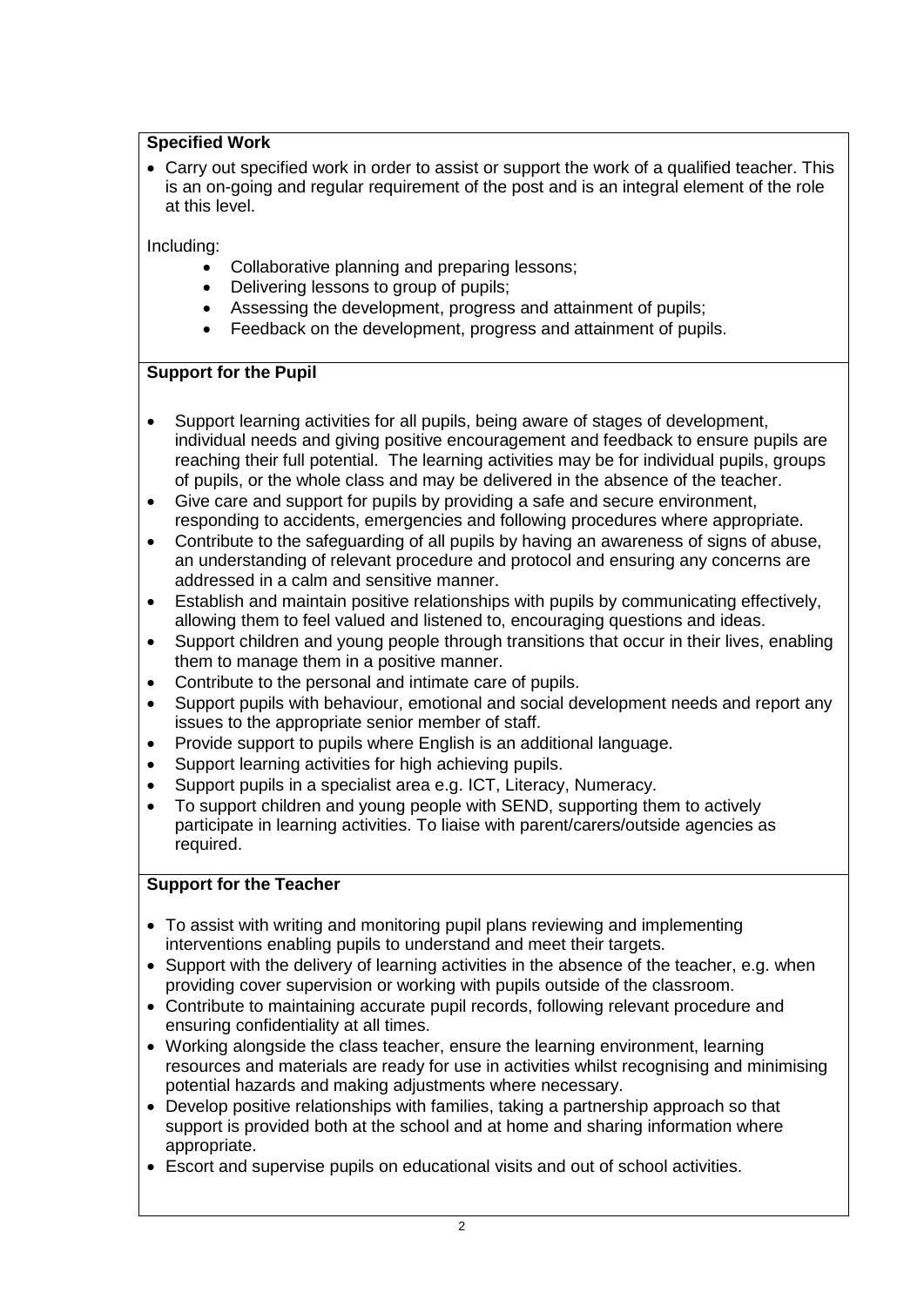**Specified Work**

- Carry out specified work in order to assist or support the work of a qualified teacher. This is an on-going and regular requirement of the post and is an integral element of the role at this level.

Including:

- Collaborative planning and preparing lessons;
- Delivering lessons to group of pupils;
- Assessing the development, progress and attainment of pupils;
- Feedback on the development, progress and attainment of pupils.

**Support for the Pupil**

- Support learning activities for all pupils, being aware of stages of development, individual needs and giving positive encouragement and feedback to ensure pupils are reaching their full potential. The learning activities may be for individual pupils, groups of pupils, or the whole class and may be delivered in the absence of the teacher.
- Give care and support for pupils by providing a safe and secure environment, responding to accidents, emergencies and following procedures where appropriate.
- Contribute to the safeguarding of all pupils by having an awareness of signs of abuse, an understanding of relevant procedure and protocol and ensuring any concerns are addressed in a calm and sensitive manner.
- Establish and maintain positive relationships with pupils by communicating effectively, allowing them to feel valued and listened to, encouraging questions and ideas.
- Support children and young people through transitions that occur in their lives, enabling them to manage them in a positive manner.
- Contribute to the personal and intimate care of pupils.
- Support pupils with behaviour, emotional and social development needs and report any issues to the appropriate senior member of staff.
- Provide support to pupils where English is an additional language.
- Support learning activities for high achieving pupils.
- Support pupils in a specialist area e.g. ICT, Literacy, Numeracy.
- To support children and young people with SEND, supporting them to actively participate in learning activities. To liaise with parent/carers/outside agencies as required.

**Support for the Teacher**

- To assist with writing and monitoring pupil plans reviewing and implementing interventions enabling pupils to understand and meet their targets.
- Support with the delivery of learning activities in the absence of the teacher, e.g. when providing cover supervision or working with pupils outside of the classroom.
- Contribute to maintaining accurate pupil records, following relevant procedure and ensuring confidentiality at all times.
- Working alongside the class teacher, ensure the learning environment, learning resources and materials are ready for use in activities whilst recognising and minimising potential hazards and making adjustments where necessary.
- Develop positive relationships with families, taking a partnership approach so that support is provided both at the school and at home and sharing information where appropriate.
- Escort and supervise pupils on educational visits and out of school activities.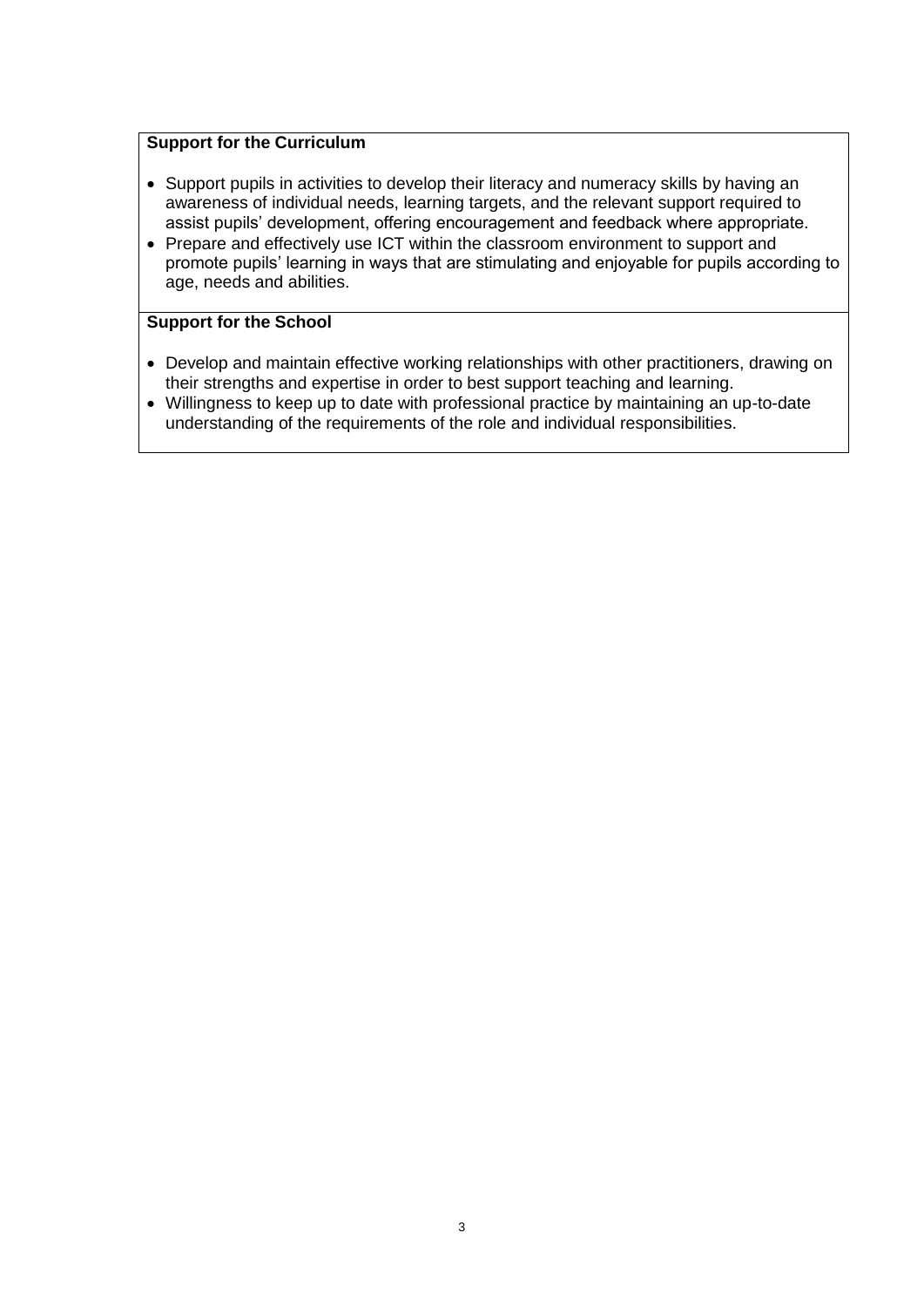**Support for the Curriculum**

- Support pupils in activities to develop their literacy and numeracy skills by having an awareness of individual needs, learning targets, and the relevant support required to assist pupils' development, offering encouragement and feedback where appropriate.
- Prepare and effectively use ICT within the classroom environment to support and promote pupils' learning in ways that are stimulating and enjoyable for pupils according to age, needs and abilities.

**Support for the School**

- Develop and maintain effective working relationships with other practitioners, drawing on their strengths and expertise in order to best support teaching and learning.
- Willingness to keep up to date with professional practice by maintaining an up-to-date understanding of the requirements of the role and individual responsibilities.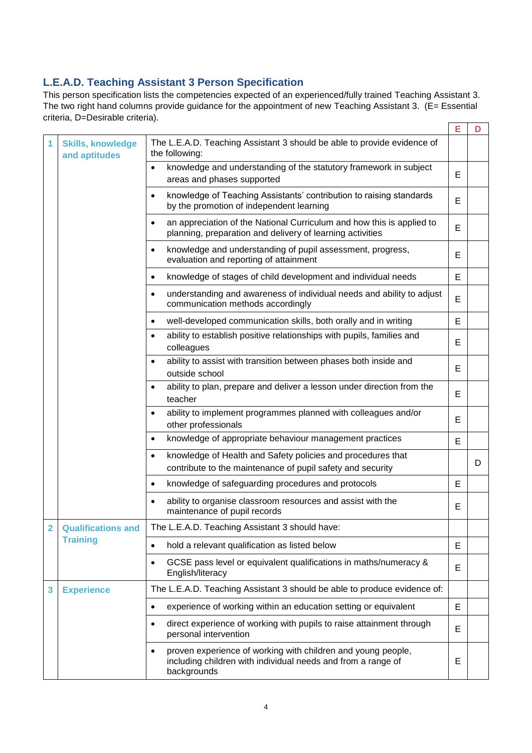## L.E.A.D. Teaching Assistant 3 Person Specification

This person specification lists the competencies expected of an experienced/fully trained Teaching Assistant 3. The two right hand columns provide guidance for the appointment of new Teaching Assistant 3. (E= Essential criteria, D=Desirable criteria).

| | | | E | D |
|---|---|---|---|---|
| 1 | Skills, knowledge and aptitudes | The L.E.A.D. Teaching Assistant 3 should be able to provide evidence of the following: | | |
| | | • knowledge and understanding of the statutory framework in subject areas and phases supported | E | |
| | | • knowledge of Teaching Assistants' contribution to raising standards by the promotion of independent learning | E | |
| | | • an appreciation of the National Curriculum and how this is applied to planning, preparation and delivery of learning activities | E | |
| | | • knowledge and understanding of pupil assessment, progress, evaluation and reporting of attainment | E | |
| | | • knowledge of stages of child development and individual needs | E | |
| | | • understanding and awareness of individual needs and ability to adjust communication methods accordingly | E | |
| | | • well-developed communication skills, both orally and in writing | E | |
| | | • ability to establish positive relationships with pupils, families and colleagues | E | |
| | | • ability to assist with transition between phases both inside and outside school | E | |
| | | • ability to plan, prepare and deliver a lesson under direction from the teacher | E | |
| | | • ability to implement programmes planned with colleagues and/or other professionals | E | |
| | | • knowledge of appropriate behaviour management practices | E | |
| | | • knowledge of Health and Safety policies and procedures that contribute to the maintenance of pupil safety and security | | D |
| | | • knowledge of safeguarding procedures and protocols | E | |
| | | • ability to organise classroom resources and assist with the maintenance of pupil records | E | |
| 2 | Qualifications and Training | The L.E.A.D. Teaching Assistant 3 should have: | | |
| | | • hold a relevant qualification as listed below | E | |
| | | • GCSE pass level or equivalent qualifications in maths/numeracy & English/literacy | E | |
| 3 | Experience | The L.E.A.D. Teaching Assistant 3 should be able to produce evidence of: | | |
| | | • experience of working within an education setting or equivalent | E | |
| | | • direct experience of working with pupils to raise attainment through personal intervention | E | |
| | | • proven experience of working with children and young people, including children with individual needs and from a range of backgrounds | E | |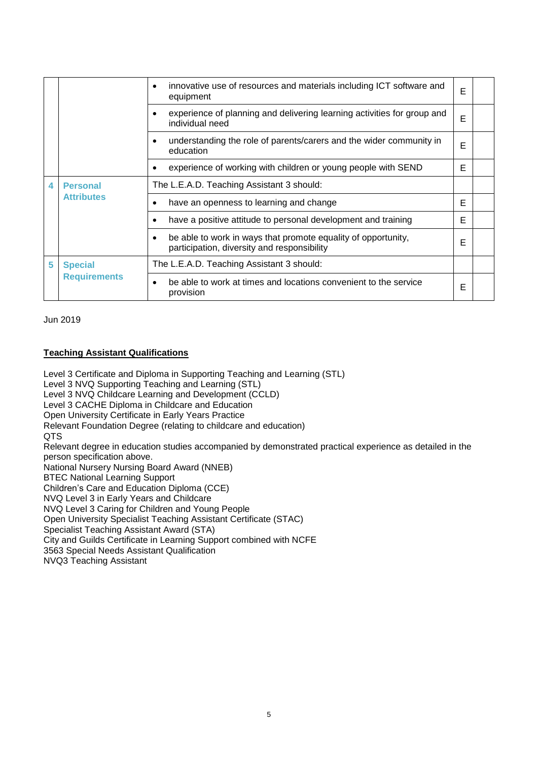| | | | | |
|---|---|---|---|---|
| | | • innovative use of resources and materials including ICT software and equipment | E | |
| | | • experience of planning and delivering learning activities for group and individual need | E | |
| | | • understanding the role of parents/carers and the wider community in education | E | |
| | | • experience of working with children or young people with SEND | E | |
| 4 | **Personal Attributes** | The L.E.A.D. Teaching Assistant 3 should: | | |
| | | • have an openness to learning and change | E | |
| | | • have a positive attitude to personal development and training | E | |
| | | • be able to work in ways that promote equality of opportunity, participation, diversity and responsibility | E | |
| 5 | **Special Requirements** | The L.E.A.D. Teaching Assistant 3 should: | | |
| | | • be able to work at times and locations convenient to the service provision | E | |

Jun 2019

**Teaching Assistant Qualifications**

Level 3 Certificate and Diploma in Supporting Teaching and Learning (STL)
Level 3 NVQ Supporting Teaching and Learning (STL)
Level 3 NVQ Childcare Learning and Development (CCLD)
Level 3 CACHE Diploma in Childcare and Education
Open University Certificate in Early Years Practice
Relevant Foundation Degree (relating to childcare and education)
QTS
Relevant degree in education studies accompanied by demonstrated practical experience as detailed in the person specification above.
National Nursery Nursing Board Award (NNEB)
BTEC National Learning Support
Children's Care and Education Diploma (CCE)
NVQ Level 3 in Early Years and Childcare
NVQ Level 3 Caring for Children and Young People
Open University Specialist Teaching Assistant Certificate (STAC)
Specialist Teaching Assistant Award (STA)
City and Guilds Certificate in Learning Support combined with NCFE
3563 Special Needs Assistant Qualification
NVQ3 Teaching Assistant